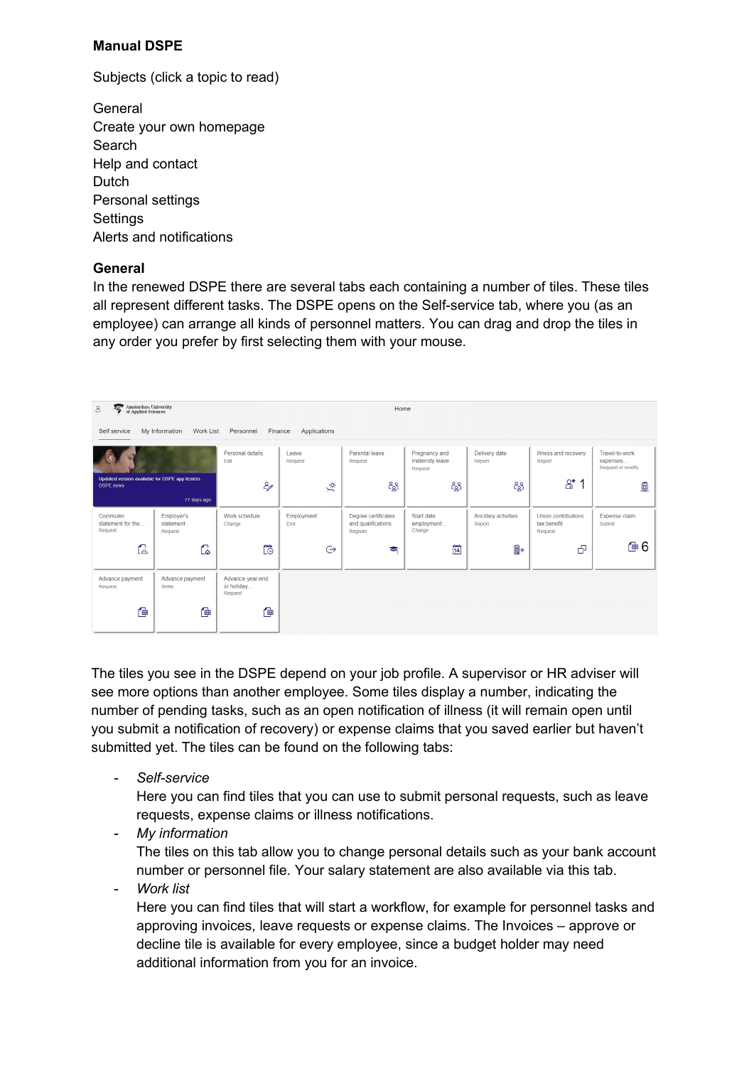**Manual DSPE**

Subjects (click a topic to read)

General
Create your own homepage
Search
Help and contact
Dutch
Personal settings
Settings
Alerts and notifications

**General**

In the renewed DSPE there are several tabs each containing a number of tiles. These tiles all represent different tasks. The DSPE opens on the Self-service tab, where you (as an employee) can arrange all kinds of personnel matters. You can drag and drop the tiles in any order you prefer by first selecting them with your mouse.

The tiles you see in the DSPE depend on your job profile. A supervisor or HR adviser will see more options than another employee. Some tiles display a number, indicating the number of pending tasks, such as an open notification of illness (it will remain open until you submit a notification of recovery) or expense claims that you saved earlier but haven't submitted yet. The tiles can be found on the following tabs:

- *Self-service*
  Here you can find tiles that you can use to submit personal requests, such as leave requests, expense claims or illness notifications.
- *My information*
  The tiles on this tab allow you to change personal details such as your bank account number or personnel file. Your salary statement are also available via this tab.
- *Work list*
  Here you can find tiles that will start a workflow, for example for personnel tasks and approving invoices, leave requests or expense claims. The Invoices – approve or decline tile is available for every employee, since a budget holder may need additional information from you for an invoice.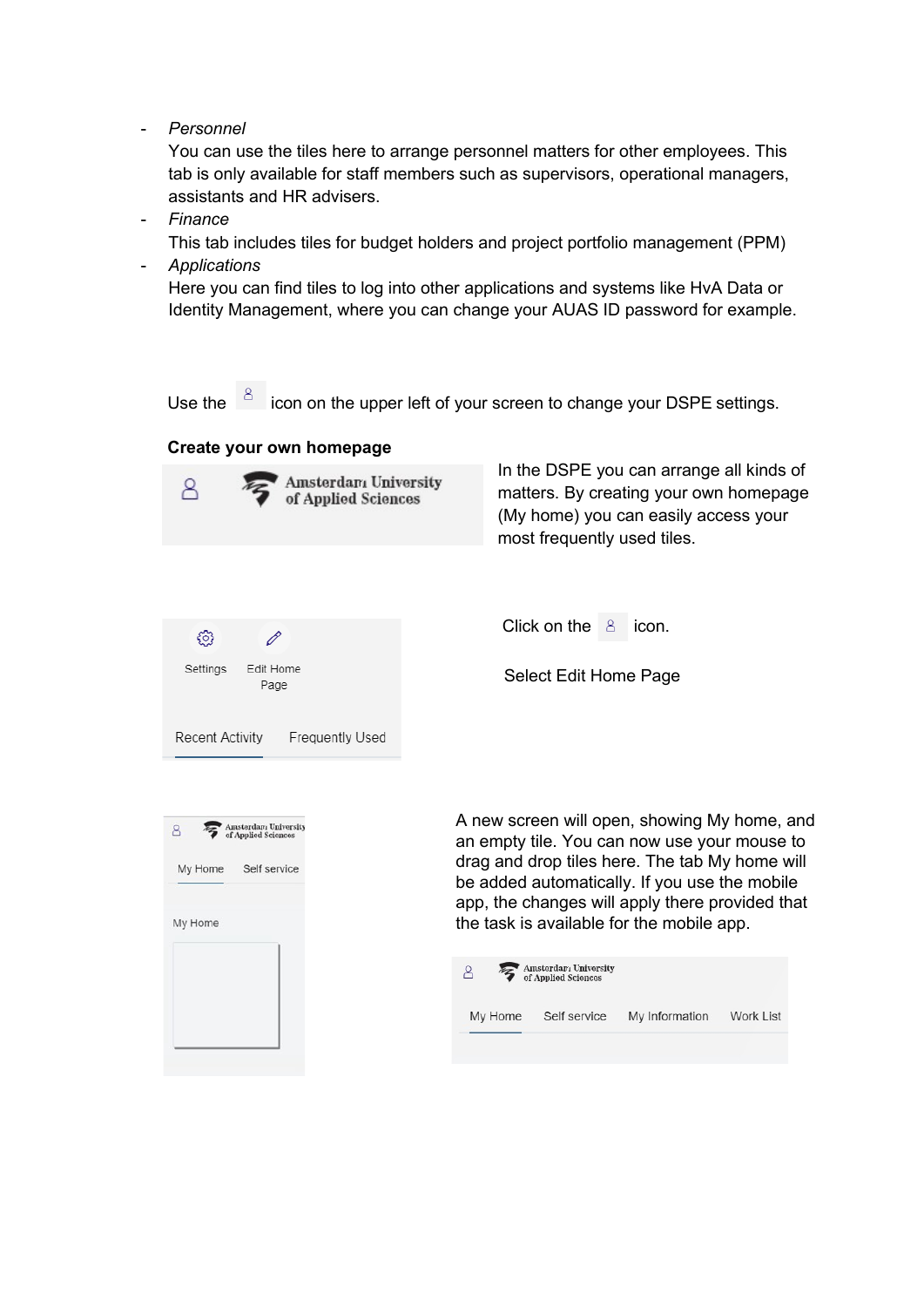- *Personnel*
  You can use the tiles here to arrange personnel matters for other employees. This tab is only available for staff members such as supervisors, operational managers, assistants and HR advisers.
- *Finance*
  This tab includes tiles for budget holders and project portfolio management (PPM)
- *Applications*
  Here you can find tiles to log into other applications and systems like HvA Data or Identity Management, where you can change your AUAS ID password for example.

Use the icon on the upper left of your screen to change your DSPE settings.

**Create your own homepage**

In the DSPE you can arrange all kinds of matters. By creating your own homepage (My home) you can easily access your most frequently used tiles.

Click on the icon.

Select Edit Home Page

A new screen will open, showing My home, and an empty tile. You can now use your mouse to drag and drop tiles here. The tab My home will be added automatically. If you use the mobile app, the changes will apply there provided that the task is available for the mobile app.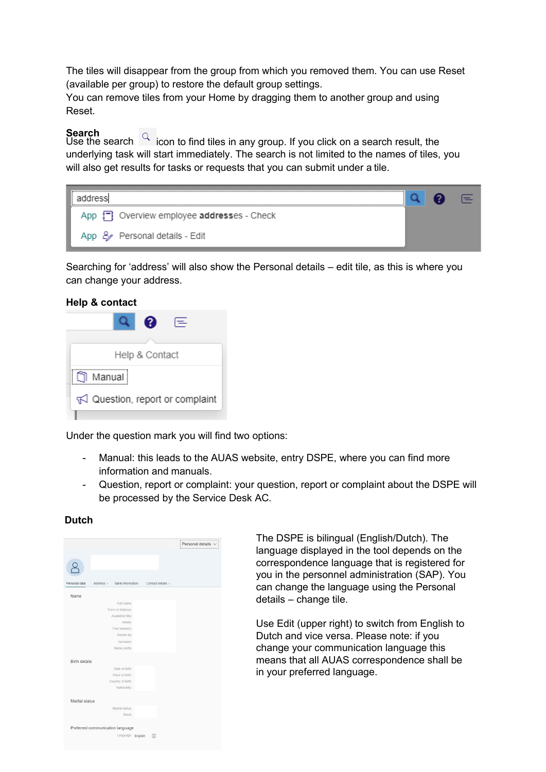The tiles will disappear from the group from which you removed them. You can use Reset (available per group) to restore the default group settings.
You can remove tiles from your Home by dragging them to another group and using Reset.

**Search**
Use the search icon to find tiles in any group. If you click on a search result, the underlying task will start immediately. The search is not limited to the names of tiles, you will also get results for tasks or requests that you can submit under a tile.

Searching for 'address' will also show the Personal details – edit tile, as this is where you can change your address.

**Help & contact**

Under the question mark you will find two options:

- Manual: this leads to the AUAS website, entry DSPE, where you can find more information and manuals.
- Question, report or complaint: your question, report or complaint about the DSPE will be processed by the Service Desk AC.

**Dutch**

The DSPE is bilingual (English/Dutch). The language displayed in the tool depends on the correspondence language that is registered for you in the personnel administration (SAP). You can change the language using the Personal details – change tile.

Use Edit (upper right) to switch from English to Dutch and vice versa. Please note: if you change your communication language this means that all AUAS correspondence shall be in your preferred language.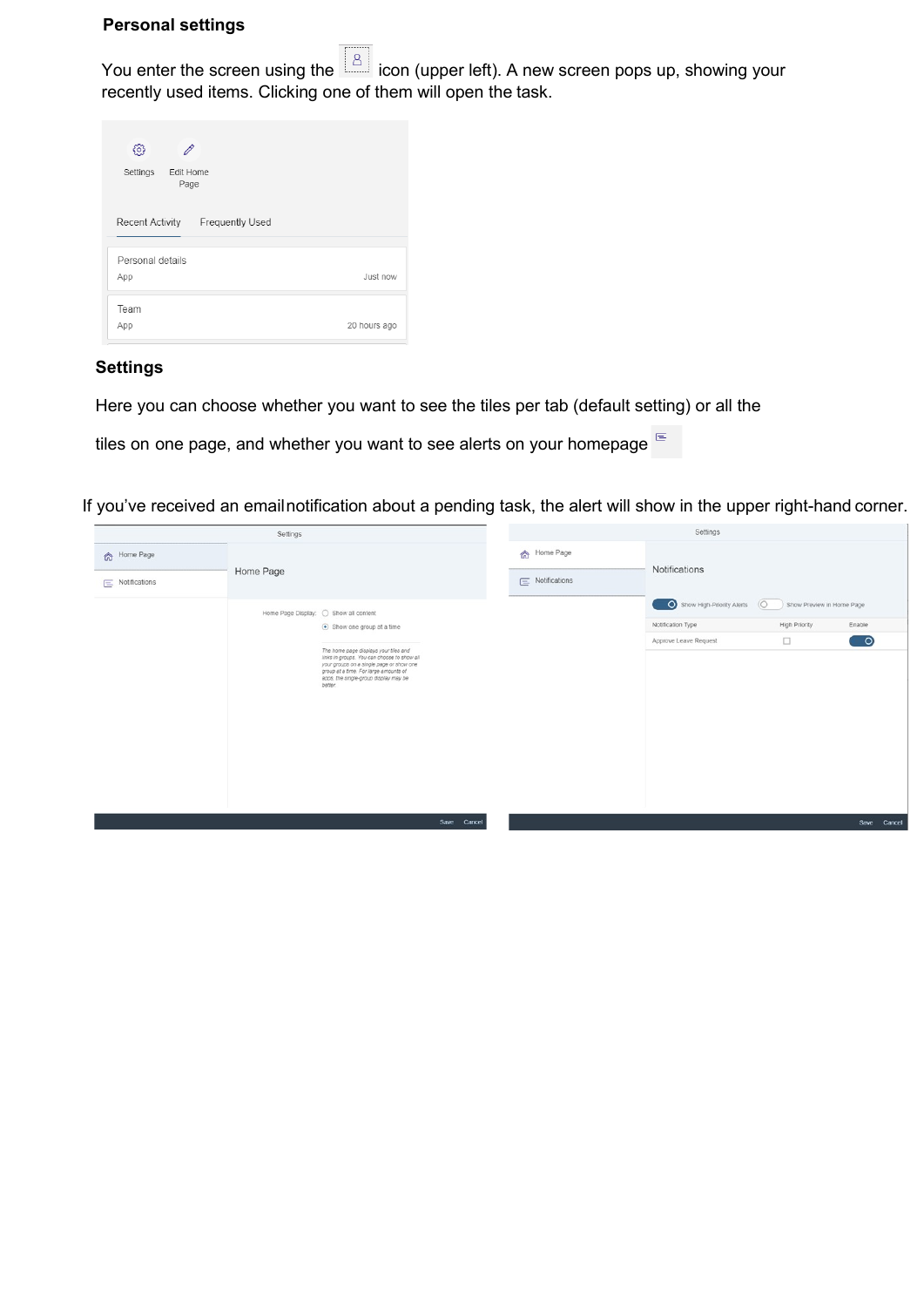## Personal settings

You enter the screen using the icon (upper left). A new screen pops up, showing your recently used items. Clicking one of them will open the task.

Settings Edit Home Page

Recent Activity Frequently Used

Personal details
App Just now

Team
App 20 hours ago

## Settings

Here you can choose whether you want to see the tiles per tab (default setting) or all the tiles on one page, and whether you want to see alerts on your homepage

If you've received an email notification about a pending task, the alert will show in the upper right-hand corner.

Settings

Home Page
Notifications

Home Page

Home Page Display: Show all content
Show one group at a time

*The home page displays your tiles and links in groups. You can choose to show all your groups on a single page or show one group at a time. For large amounts of apps, the single-group display may be better.*

Save Cancel

Settings

Home Page
Notifications

Notifications

Show High-Priority Alerts Show Preview in Home Page

| Notification Type | High Priority | Enable |
|---|---|---|
| Approve Leave Request | ☐ | ● |

Save Cancel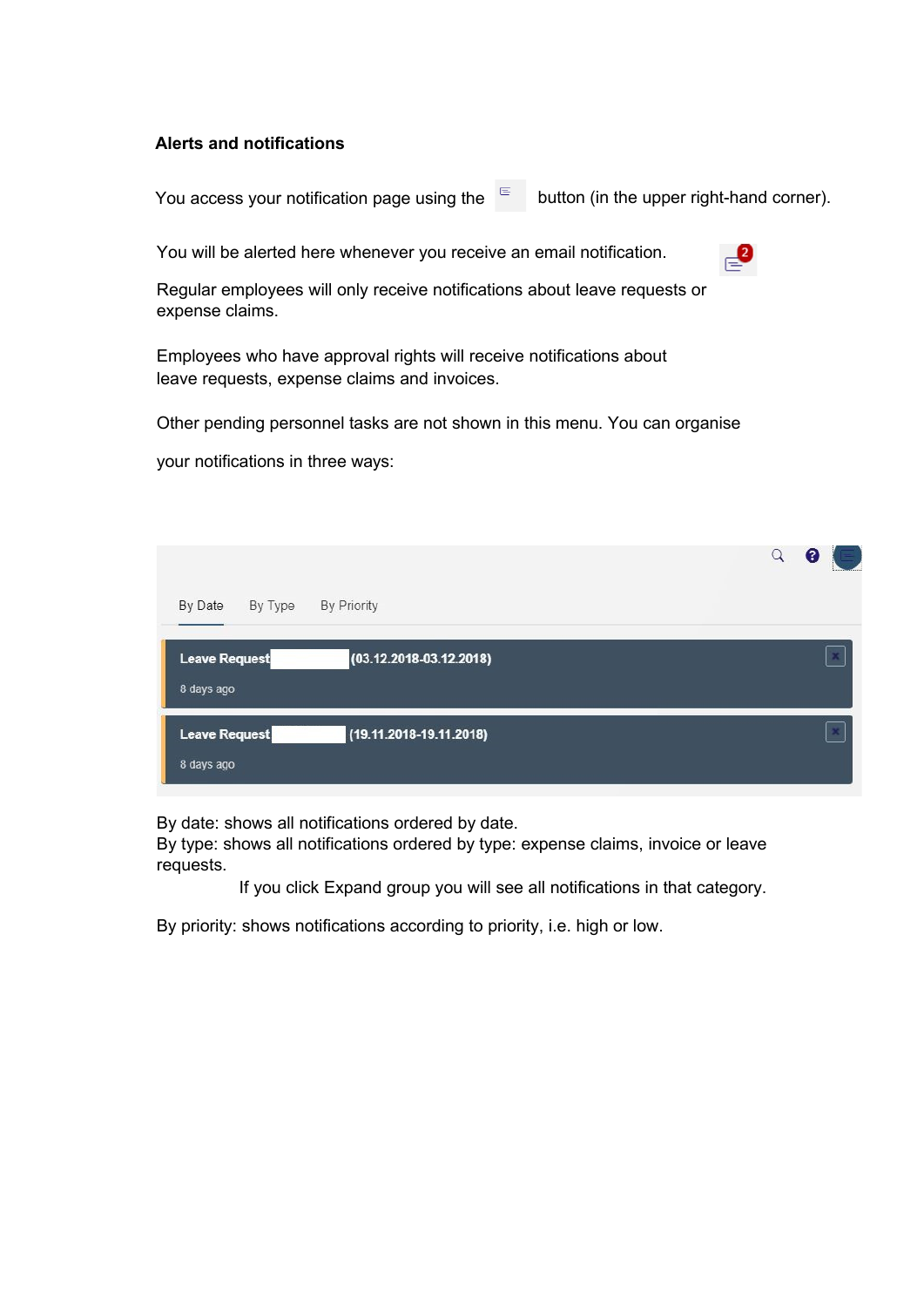### Alerts and notifications

You access your notification page using the button (in the upper right-hand corner).

You will be alerted here whenever you receive an email notification.

Regular employees will only receive notifications about leave requests or expense claims.

Employees who have approval rights will receive notifications about leave requests, expense claims and invoices.

Other pending personnel tasks are not shown in this menu. You can organise your notifications in three ways:

By Date  By Type  By Priority

**Leave Request** (03.12.2018-03.12.2018)
8 days ago

**Leave Request** (19.11.2018-19.11.2018)
8 days ago

By date: shows all notifications ordered by date.
By type: shows all notifications ordered by type: expense claims, invoice or leave requests.
If you click Expand group you will see all notifications in that category.

By priority: shows notifications according to priority, i.e. high or low.